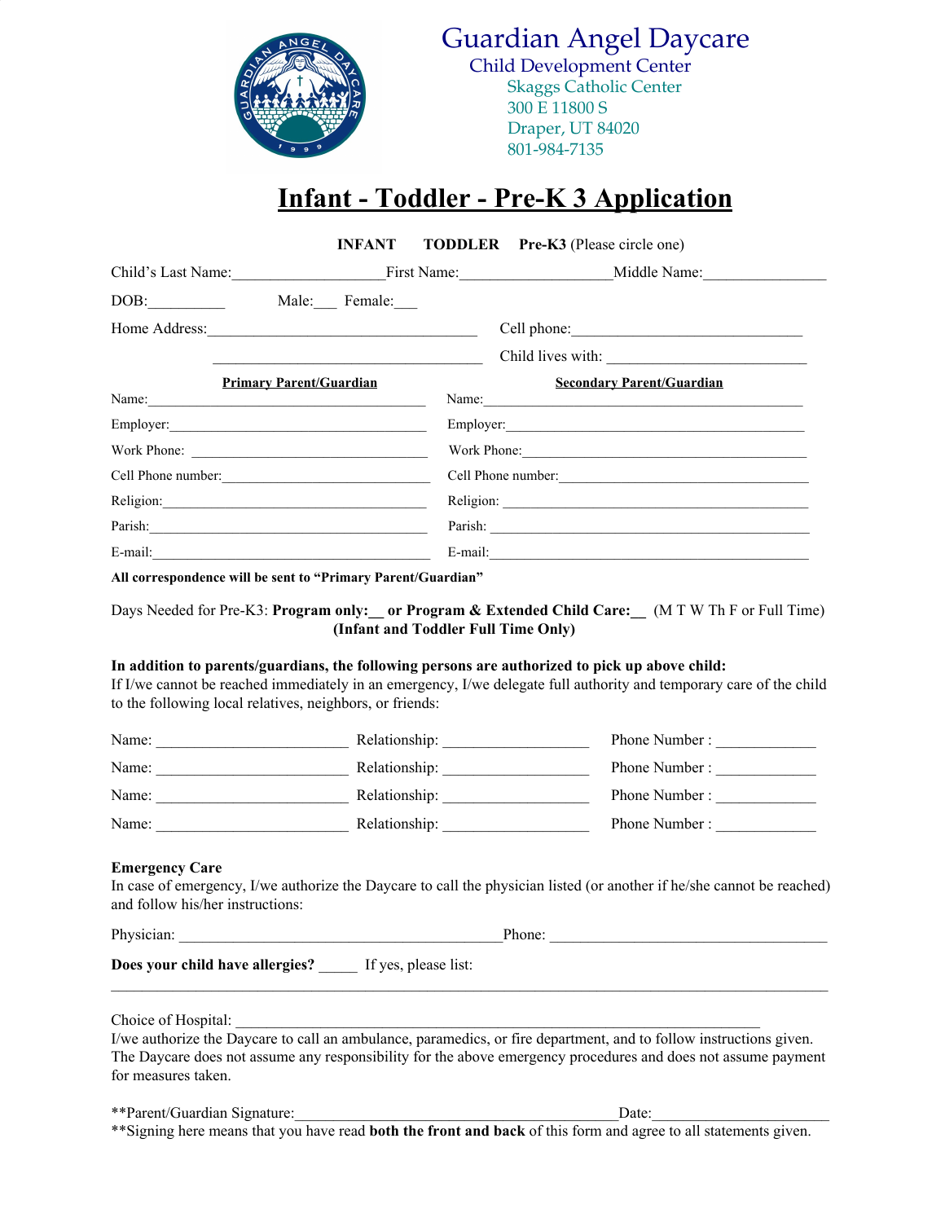# Guardian Angel Daycare

## Child Development Center

Skaggs Catholic Center
300 E 11800 S
Draper, UT 84020
801-984-7135

# Infant - Toddler - Pre-K 3 Application

**INFANT** **TODDLER** **Pre-K3** (Please circle one)

Child's Last Name:____________________First Name:____________________Middle Name:________________

DOB:__________ Male:___ Female:___

Home Address:____________________________________ Cell phone:______________________________

____________________________________ Child lives with: __________________________

| **Primary Parent/Guardian** | **Secondary Parent/Guardian** |
|---|---|
| Name:______________________________________ | Name:______________________________________ |
| Employer:___________________________________ | Employer:___________________________________ |
| Work Phone: ________________________________ | Work Phone:_________________________________ |
| Cell Phone number:___________________________ | Cell Phone number:___________________________ |
| Religion:___________________________________ | Religion: ___________________________________ |
| Parish:_____________________________________ | Parish: _____________________________________ |
| E-mail:_____________________________________ | E-mail:_____________________________________ |

**All correspondence will be sent to "Primary Parent/Guardian"**

Days Needed for Pre-K3: **Program only:__ or Program & Extended Child Care:__** (M T W Th F or Full Time)
**(Infant and Toddler Full Time Only)**

**In addition to parents/guardians, the following persons are authorized to pick up above child:**
If I/we cannot be reached immediately in an emergency, I/we delegate full authority and temporary care of the child to the following local relatives, neighbors, or friends:

Name: _________________________ Relationship: ___________________ Phone Number : _____________

Name: _________________________ Relationship: ___________________ Phone Number : _____________

Name: _________________________ Relationship: ___________________ Phone Number : _____________

Name: _________________________ Relationship: ___________________ Phone Number : _____________

**Emergency Care**
In case of emergency, I/we authorize the Daycare to call the physician listed (or another if he/she cannot be reached) and follow his/her instructions:

Physician: __________________________________________Phone: ____________________________________

**Does your child have allergies?** _____ If yes, please list:

___________________________________________________________________________________________

Choice of Hospital: ___________________________________________________________________
I/we authorize the Daycare to call an ambulance, paramedics, or fire department, and to follow instructions given. The Daycare does not assume any responsibility for the above emergency procedures and does not assume payment for measures taken.

**Parent/Guardian Signature:__________________________________________Date:______________________
**Signing here means that you have read **both the front and back** of this form and agree to all statements given.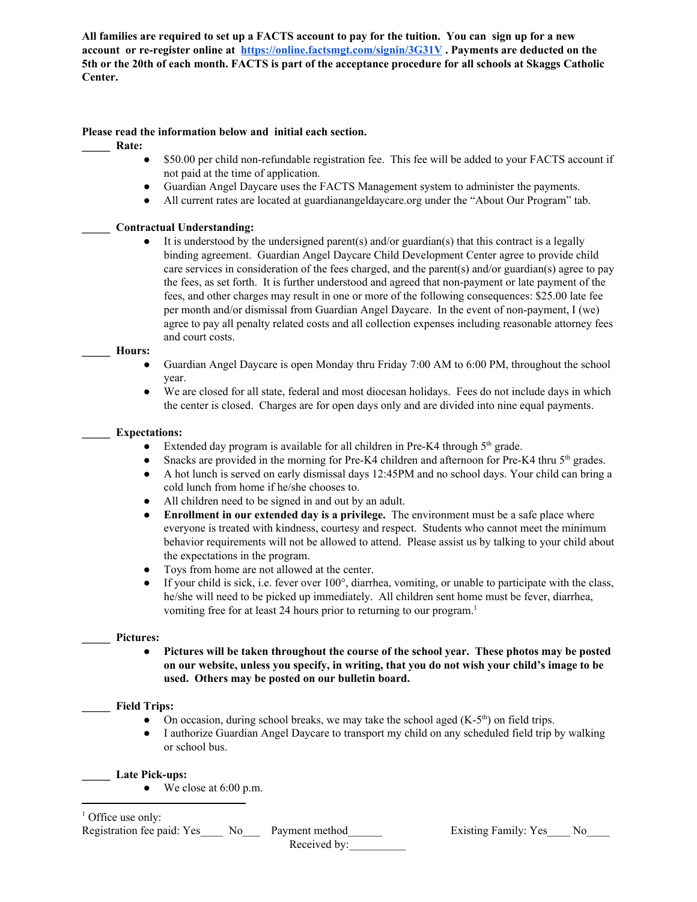**All families are required to set up a FACTS account to pay for the tuition. You can sign up for a new account or re-register online at [https://online.factsmgt.com/signin/3G31V](https://online.factsmgt.com/signin/3G31V) . Payments are deducted on the 5th or the 20th of each month. FACTS is part of the acceptance procedure for all schools at Skaggs Catholic Center.**

**Please read the information below and initial each section.**

_____ **Rate:**

- $50.00 per child non-refundable registration fee. This fee will be added to your FACTS account if not paid at the time of application.
- Guardian Angel Daycare uses the FACTS Management system to administer the payments.
- All current rates are located at guardianangeldaycare.org under the "About Our Program" tab.

_____ **Contractual Understanding:**

- It is understood by the undersigned parent(s) and/or guardian(s) that this contract is a legally binding agreement. Guardian Angel Daycare Child Development Center agree to provide child care services in consideration of the fees charged, and the parent(s) and/or guardian(s) agree to pay the fees, as set forth. It is further understood and agreed that non-payment or late payment of the fees, and other charges may result in one or more of the following consequences: $25.00 late fee per month and/or dismissal from Guardian Angel Daycare. In the event of non-payment, I (we) agree to pay all penalty related costs and all collection expenses including reasonable attorney fees and court costs.

_____ **Hours:**

- Guardian Angel Daycare is open Monday thru Friday 7:00 AM to 6:00 PM, throughout the school year.
- We are closed for all state, federal and most diocesan holidays. Fees do not include days in which the center is closed. Charges are for open days only and are divided into nine equal payments.

_____ **Expectations:**

- Extended day program is available for all children in Pre-K4 through 5th grade.
- Snacks are provided in the morning for Pre-K4 children and afternoon for Pre-K4 thru 5th grades.
- A hot lunch is served on early dismissal days 12:45PM and no school days. Your child can bring a cold lunch from home if he/she chooses to.
- All children need to be signed in and out by an adult.
- **Enrollment in our extended day is a privilege.** The environment must be a safe place where everyone is treated with kindness, courtesy and respect. Students who cannot meet the minimum behavior requirements will not be allowed to attend. Please assist us by talking to your child about the expectations in the program.
- Toys from home are not allowed at the center.
- If your child is sick, i.e. fever over 100°, diarrhea, vomiting, or unable to participate with the class, he/she will need to be picked up immediately. All children sent home must be fever, diarrhea, vomiting free for at least 24 hours prior to returning to our program.[1]

_____ **Pictures:**

- **Pictures will be taken throughout the course of the school year. These photos may be posted on our website, unless you specify, in writing, that you do not wish your child's image to be used. Others may be posted on our bulletin board.**

_____ **Field Trips:**

- On occasion, during school breaks, we may take the school aged (K-5th) on field trips.
- I authorize Guardian Angel Daycare to transport my child on any scheduled field trip by walking or school bus.

_____ **Late Pick-ups:**

- We close at 6:00 p.m.

---

[1] Office use only:
Registration fee paid: Yes____ No___ Payment method______ Existing Family: Yes____ No____
Received by:__________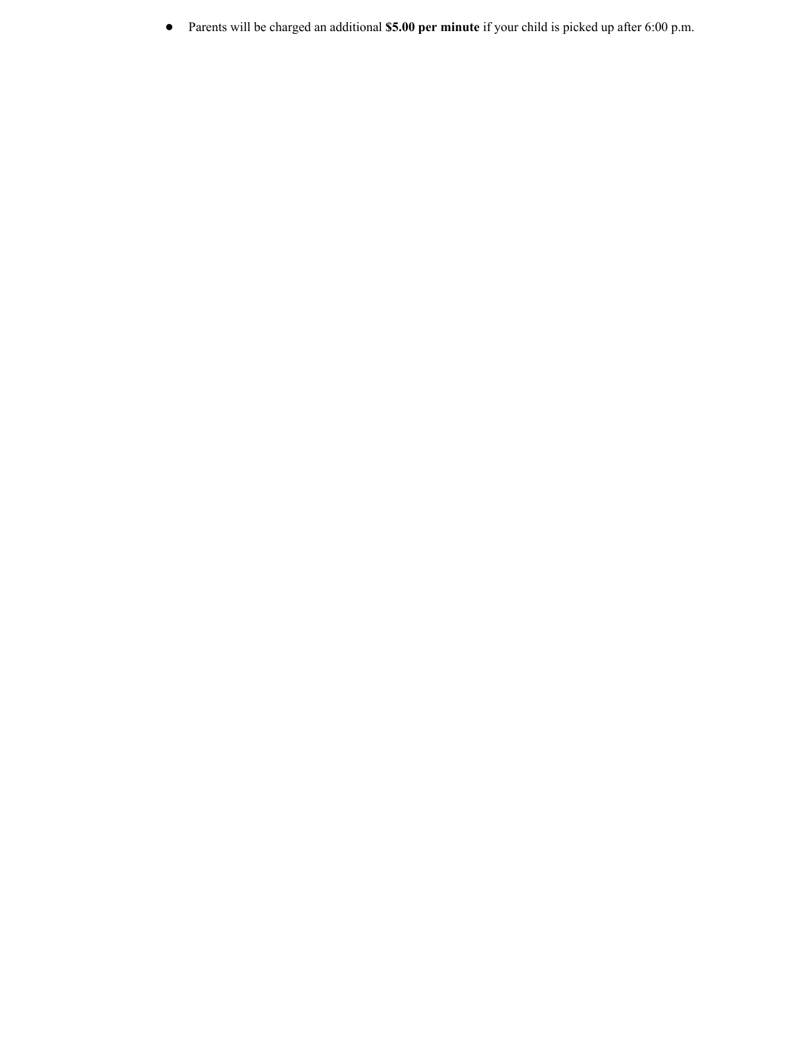- Parents will be charged an additional **$5.00 per minute** if your child is picked up after 6:00 p.m.